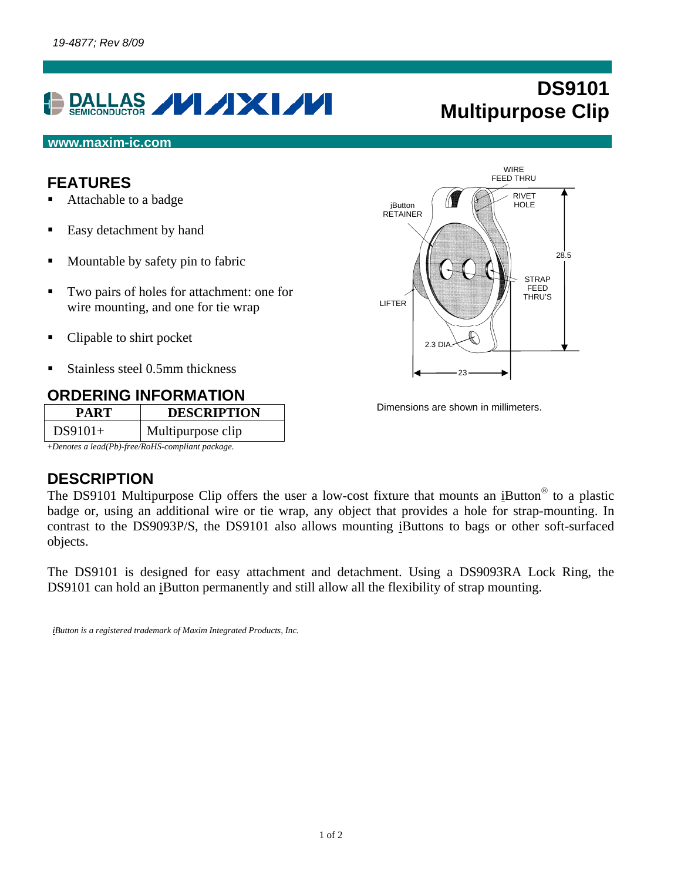19-4877; Rev 8/09

# DS9101 Multipurpose Clip

www.maxim-ic.com

## FEATURES

- Attachable to a badge
- Easy detachment by hand
- Mountable by safety pin to fabric
- Two pairs of holes for attachment: one for wire mounting, and one for tie wrap
- Clipable to shirt pocket
- Stainless steel 0.5mm thickness

## ORDERING INFORMATION

| PART | DESCRIPTION |
|---|---|
| DS9101+ | Multipurpose clip |

*+Denotes a lead(Pb)-free/RoHS-compliant package.*

WIRE FEED THRU

RIVET HOLE

iButton RETAINER

28.5

STRAP FEED THRU'S

LIFTER

2.3 DIA.

23

Dimensions are shown in millimeters.

## DESCRIPTION

The DS9101 Multipurpose Clip offers the user a low-cost fixture that mounts an iButton® to a plastic badge or, using an additional wire or tie wrap, any object that provides a hole for strap-mounting. In contrast to the DS9093P/S, the DS9101 also allows mounting iButtons to bags or other soft-surfaced objects.

The DS9101 is designed for easy attachment and detachment. Using a DS9093RA Lock Ring, the DS9101 can hold an iButton permanently and still allow all the flexibility of strap mounting.

*iButton is a registered trademark of Maxim Integrated Products, Inc.*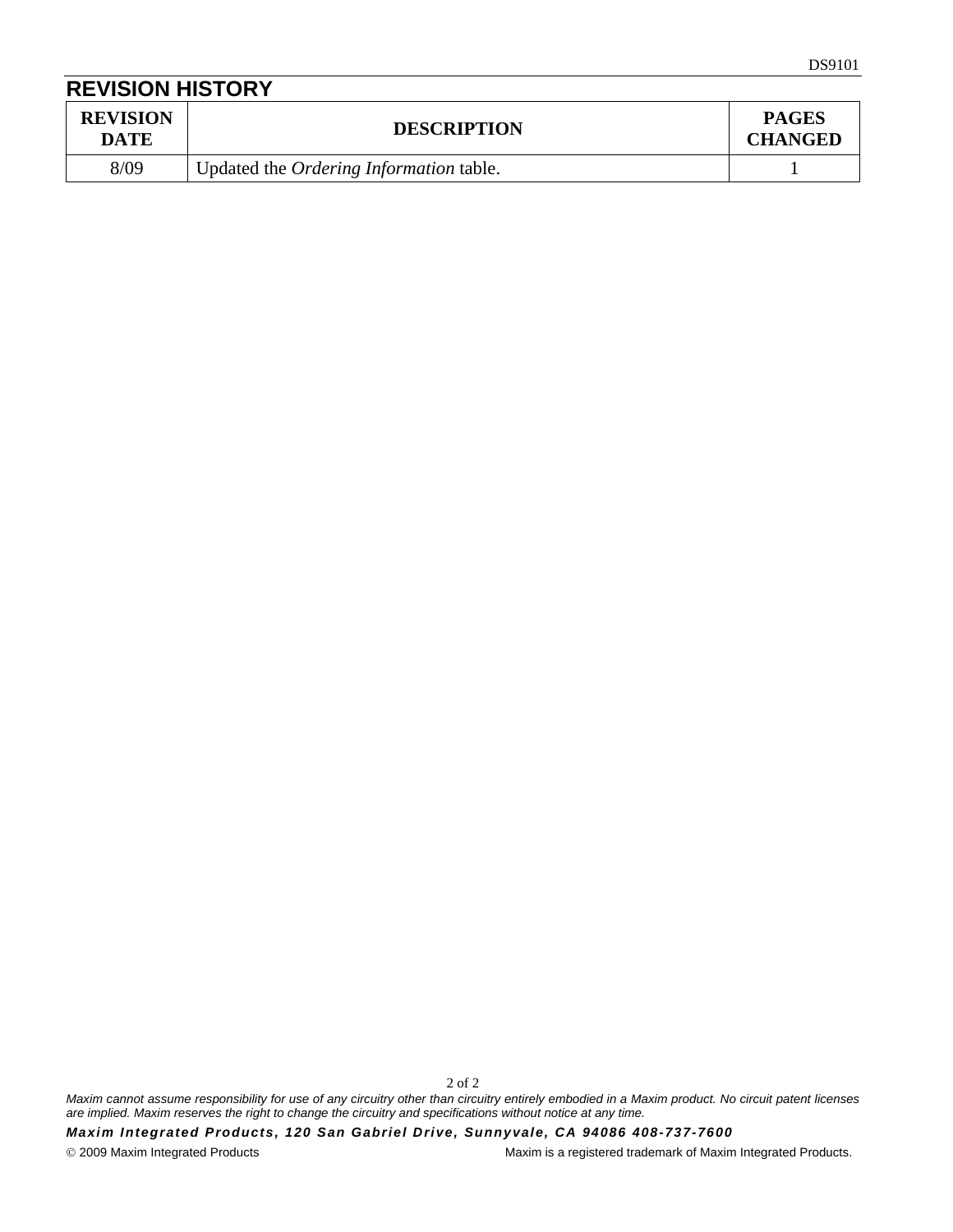## REVISION HISTORY

| REVISION DATE | DESCRIPTION | PAGES CHANGED |
|---|---|---|
| 8/09 | Updated the *Ordering Information* table. | 1 |

*Maxim cannot assume responsibility for use of any circuitry other than circuitry entirely embodied in a Maxim product. No circuit patent licenses are implied. Maxim reserves the right to change the circuitry and specifications without notice at any time.*

***Maxim Integrated Products, 120 San Gabriel Drive, Sunnyvale, CA 94086 408-737-7600***

© 2009 Maxim Integrated Products

Maxim is a registered trademark of Maxim Integrated Products.